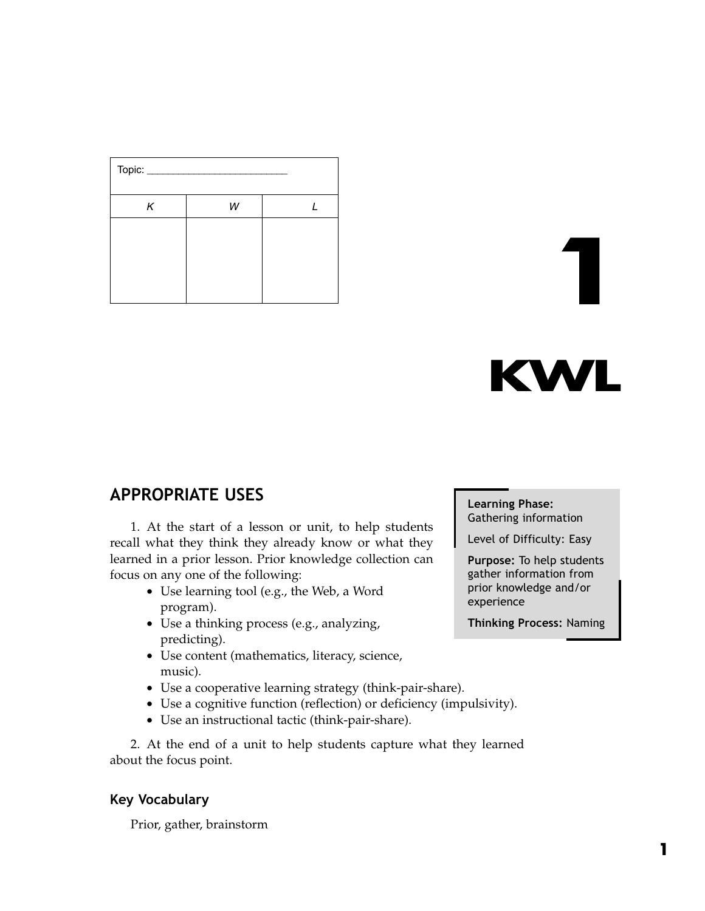| Topic: ________________________ | | |
|---|---|---|
| *K* | *W* | *L* |
| | | |

# 1

# KWL

> **Learning Phase:** Gathering information
>
> Level of Difficulty: Easy
>
> **Purpose:** To help students gather information from prior knowledge and/or experience
>
> **Thinking Process:** Naming

## APPROPRIATE USES

1. At the start of a lesson or unit, to help students recall what they think they already know or what they learned in a prior lesson. Prior knowledge collection can focus on any one of the following:
    - Use learning tool (e.g., the Web, a Word program).
    - Use a thinking process (e.g., analyzing, predicting).
    - Use content (mathematics, literacy, science, music).
    - Use a cooperative learning strategy (think-pair-share).
    - Use a cognitive function (reflection) or deficiency (impulsivity).
    - Use an instructional tactic (think-pair-share).

2. At the end of a unit to help students capture what they learned about the focus point.

### Key Vocabulary

Prior, gather, brainstorm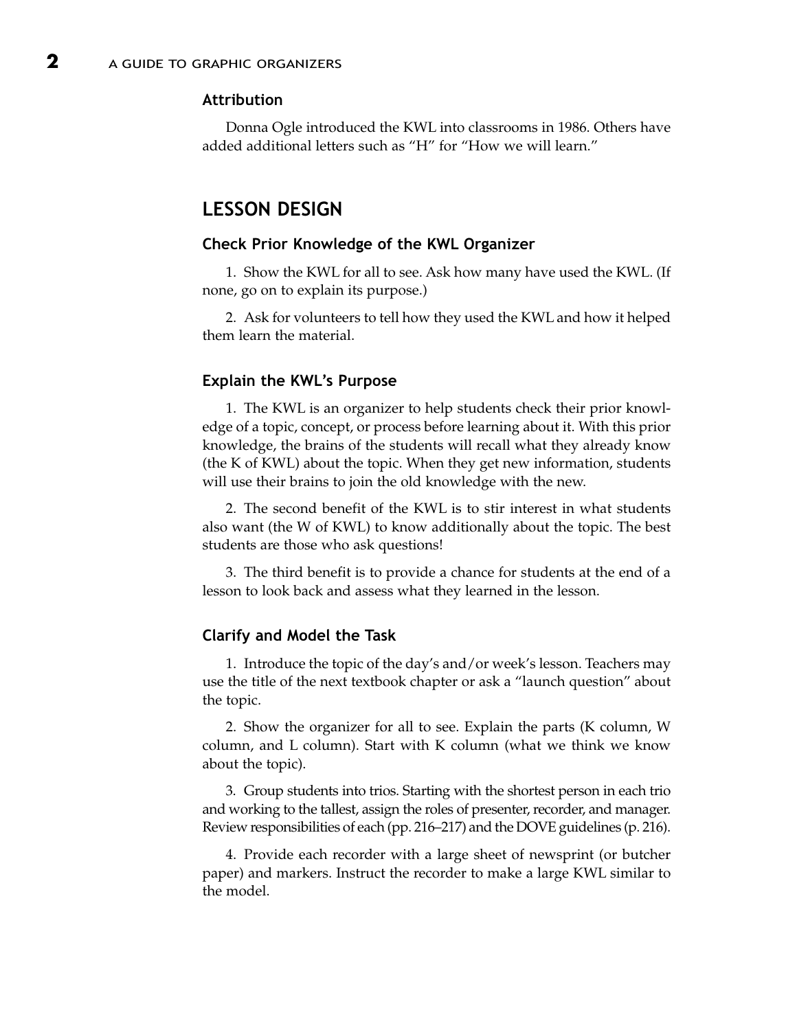### Attribution

Donna Ogle introduced the KWL into classrooms in 1986. Others have added additional letters such as "H" for "How we will learn."

## LESSON DESIGN

### Check Prior Knowledge of the KWL Organizer

1. Show the KWL for all to see. Ask how many have used the KWL. (If none, go on to explain its purpose.)

2. Ask for volunteers to tell how they used the KWL and how it helped them learn the material.

### Explain the KWL's Purpose

1. The KWL is an organizer to help students check their prior knowledge of a topic, concept, or process before learning about it. With this prior knowledge, the brains of the students will recall what they already know (the K of KWL) about the topic. When they get new information, students will use their brains to join the old knowledge with the new.

2. The second benefit of the KWL is to stir interest in what students also want (the W of KWL) to know additionally about the topic. The best students are those who ask questions!

3. The third benefit is to provide a chance for students at the end of a lesson to look back and assess what they learned in the lesson.

### Clarify and Model the Task

1. Introduce the topic of the day's and/or week's lesson. Teachers may use the title of the next textbook chapter or ask a "launch question" about the topic.

2. Show the organizer for all to see. Explain the parts (K column, W column, and L column). Start with K column (what we think we know about the topic).

3. Group students into trios. Starting with the shortest person in each trio and working to the tallest, assign the roles of presenter, recorder, and manager. Review responsibilities of each (pp. 216–217) and the DOVE guidelines (p. 216).

4. Provide each recorder with a large sheet of newsprint (or butcher paper) and markers. Instruct the recorder to make a large KWL similar to the model.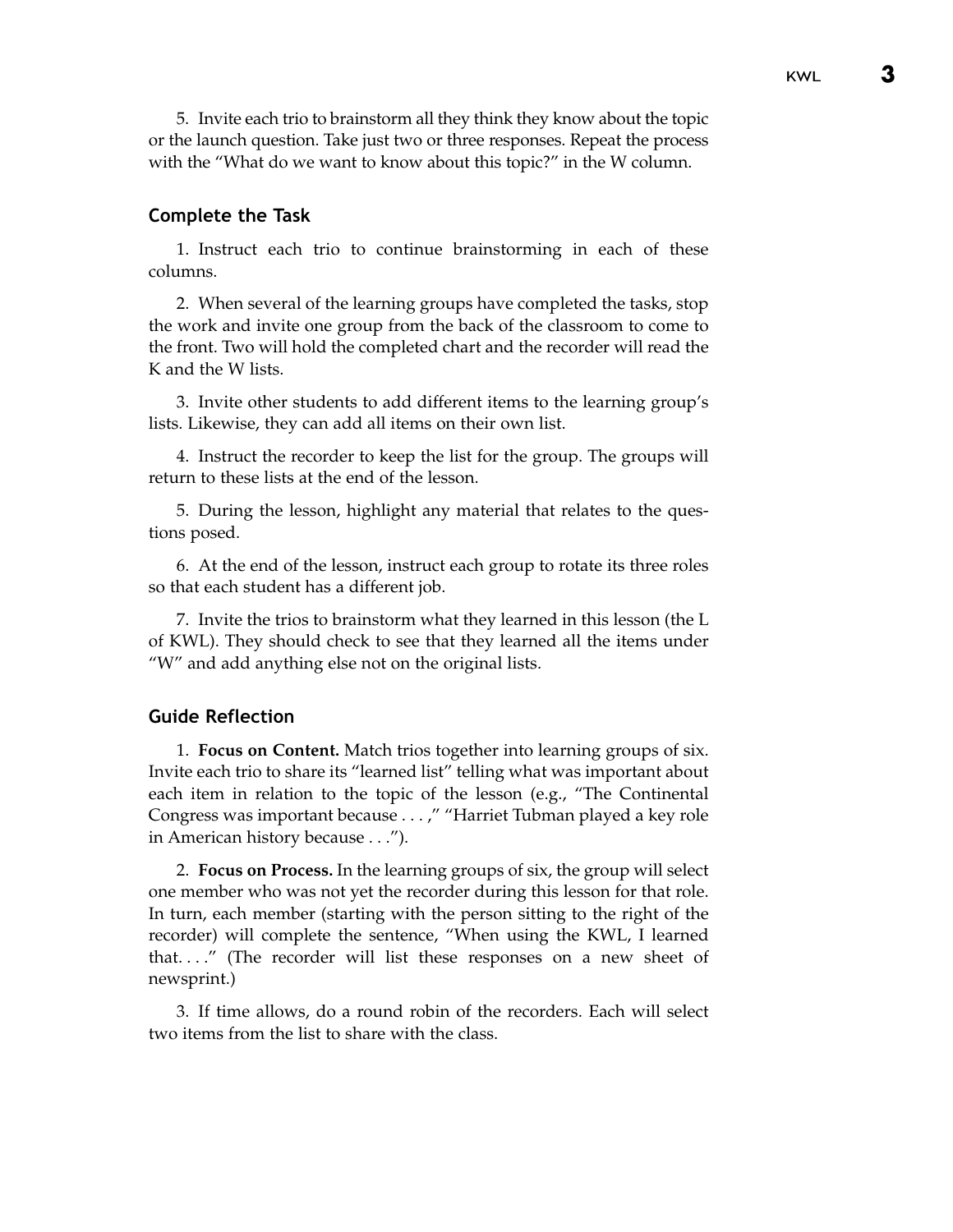5. Invite each trio to brainstorm all they think they know about the topic or the launch question. Take just two or three responses. Repeat the process with the "What do we want to know about this topic?" in the W column.

### Complete the Task

1. Instruct each trio to continue brainstorming in each of these columns.

2. When several of the learning groups have completed the tasks, stop the work and invite one group from the back of the classroom to come to the front. Two will hold the completed chart and the recorder will read the K and the W lists.

3. Invite other students to add different items to the learning group's lists. Likewise, they can add all items on their own list.

4. Instruct the recorder to keep the list for the group. The groups will return to these lists at the end of the lesson.

5. During the lesson, highlight any material that relates to the questions posed.

6. At the end of the lesson, instruct each group to rotate its three roles so that each student has a different job.

7. Invite the trios to brainstorm what they learned in this lesson (the L of KWL). They should check to see that they learned all the items under "W" and add anything else not on the original lists.

### Guide Reflection

1. **Focus on Content.** Match trios together into learning groups of six. Invite each trio to share its "learned list" telling what was important about each item in relation to the topic of the lesson (e.g., "The Continental Congress was important because . . . ," "Harriet Tubman played a key role in American history because . . .").

2. **Focus on Process.** In the learning groups of six, the group will select one member who was not yet the recorder during this lesson for that role. In turn, each member (starting with the person sitting to the right of the recorder) will complete the sentence, "When using the KWL, I learned that. . . ." (The recorder will list these responses on a new sheet of newsprint.)

3. If time allows, do a round robin of the recorders. Each will select two items from the list to share with the class.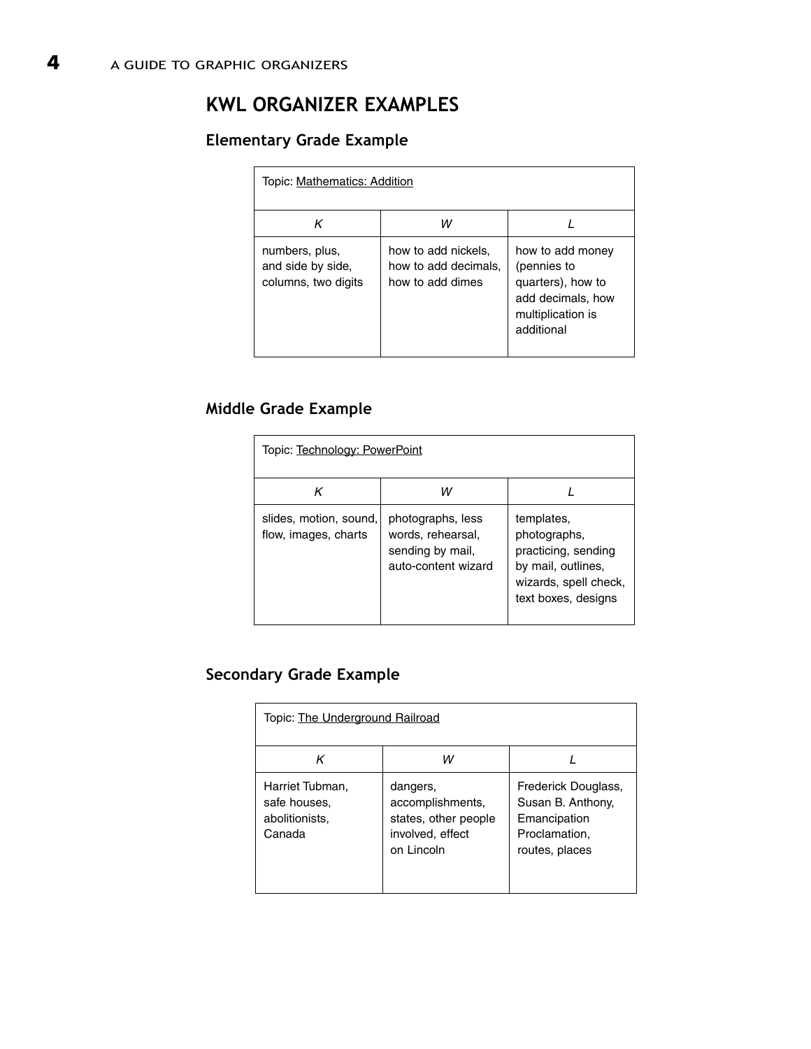# KWL ORGANIZER EXAMPLES

## Elementary Grade Example

| Topic: Mathematics: Addition | | |
|---|---|---|
| *K* | *W* | *L* |
| numbers, plus, and side by side, columns, two digits | how to add nickels, how to add decimals, how to add dimes | how to add money (pennies to quarters), how to add decimals, how multiplication is additional |

## Middle Grade Example

| Topic: Technology: PowerPoint | | |
|---|---|---|
| *K* | *W* | *L* |
| slides, motion, sound, flow, images, charts | photographs, less words, rehearsal, sending by mail, auto-content wizard | templates, photographs, practicing, sending by mail, outlines, wizards, spell check, text boxes, designs |

## Secondary Grade Example

| Topic: The Underground Railroad | | |
|---|---|---|
| *K* | *W* | *L* |
| Harriet Tubman, safe houses, abolitionists, Canada | dangers, accomplishments, states, other people involved, effect on Lincoln | Frederick Douglass, Susan B. Anthony, Emancipation Proclamation, routes, places |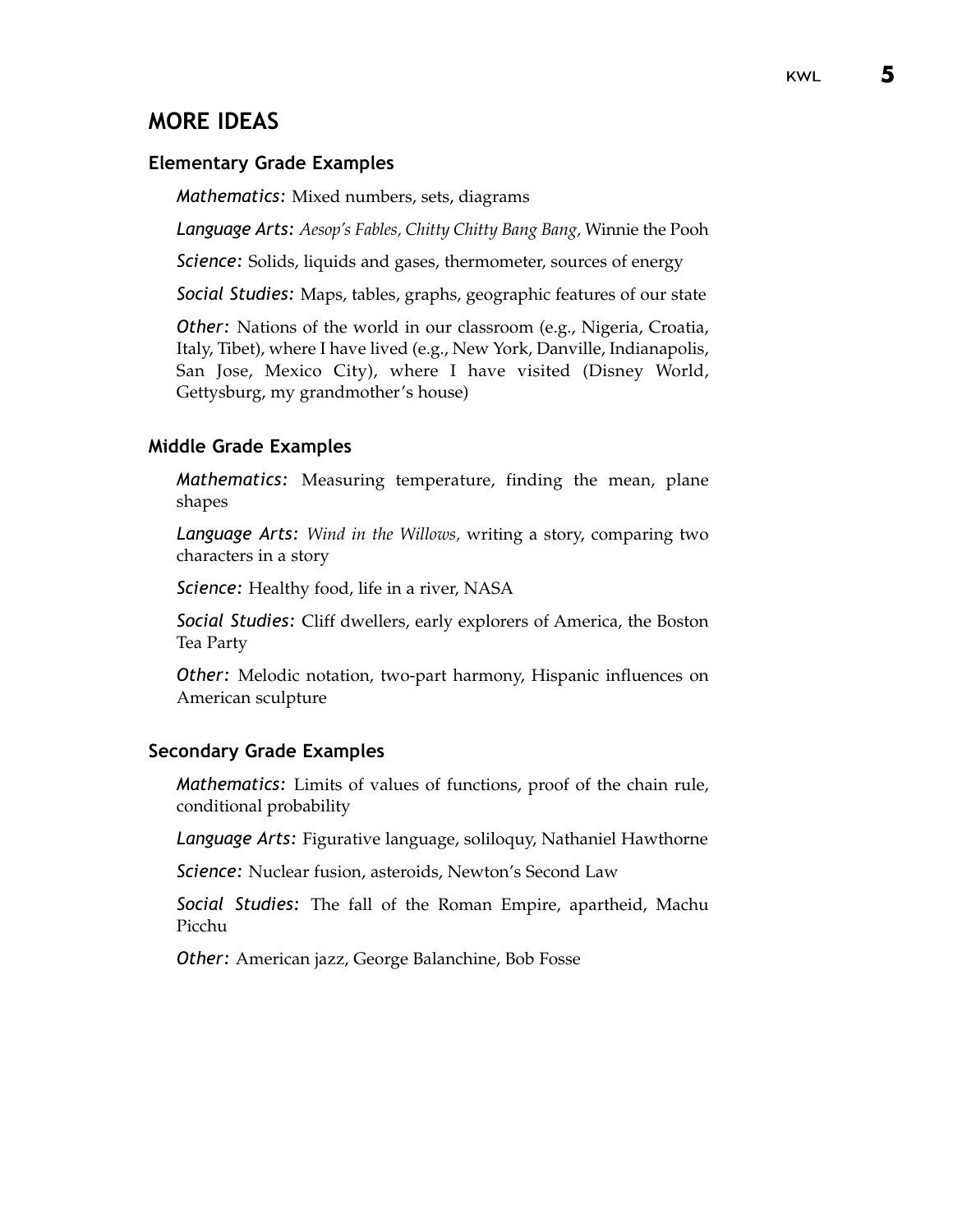## MORE IDEAS

### Elementary Grade Examples

*Mathematics:* Mixed numbers, sets, diagrams

*Language Arts: Aesop's Fables, Chitty Chitty Bang Bang,* Winnie the Pooh

*Science:* Solids, liquids and gases, thermometer, sources of energy

*Social Studies:* Maps, tables, graphs, geographic features of our state

*Other:* Nations of the world in our classroom (e.g., Nigeria, Croatia, Italy, Tibet), where I have lived (e.g., New York, Danville, Indianapolis, San Jose, Mexico City), where I have visited (Disney World, Gettysburg, my grandmother's house)

### Middle Grade Examples

*Mathematics:* Measuring temperature, finding the mean, plane shapes

*Language Arts: Wind in the Willows,* writing a story, comparing two characters in a story

*Science:* Healthy food, life in a river, NASA

*Social Studies:* Cliff dwellers, early explorers of America, the Boston Tea Party

*Other:* Melodic notation, two-part harmony, Hispanic influences on American sculpture

### Secondary Grade Examples

*Mathematics:* Limits of values of functions, proof of the chain rule, conditional probability

*Language Arts:* Figurative language, soliloquy, Nathaniel Hawthorne

*Science:* Nuclear fusion, asteroids, Newton's Second Law

*Social Studies:* The fall of the Roman Empire, apartheid, Machu Picchu

*Other:* American jazz, George Balanchine, Bob Fosse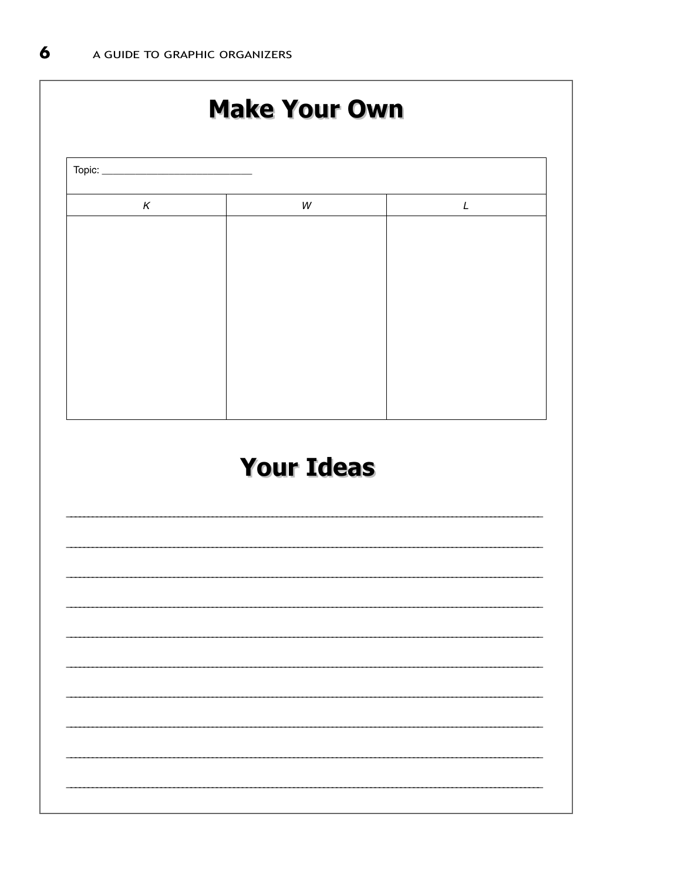# Make Your Own

| Topic: ___________________________ | | |
|---|---|---|
| *K* | *W* | *L* |
| | | |

# Your Ideas

_______________________________________________

_______________________________________________

_______________________________________________

_______________________________________________

_______________________________________________

_______________________________________________

_______________________________________________

_______________________________________________

_______________________________________________

_______________________________________________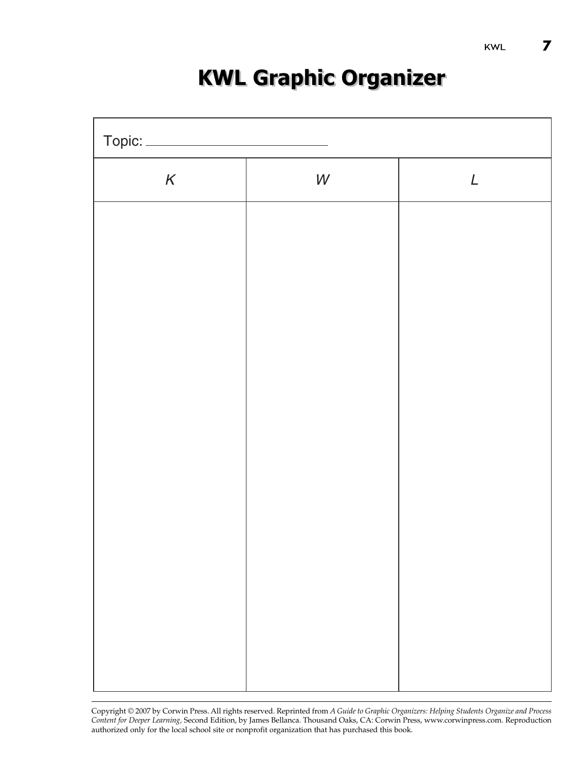# KWL Graphic Organizer

Topic: ______________________________

| *K* | *W* | *L* |
|---|---|---|
| | | |

Copyright © 2007 by Corwin Press. All rights reserved. Reprinted from *A Guide to Graphic Organizers: Helping Students Organize and Process Content for Deeper Learning,* Second Edition, by James Bellanca. Thousand Oaks, CA: Corwin Press, www.corwinpress.com. Reproduction authorized only for the local school site or nonprofit organization that has purchased this book.